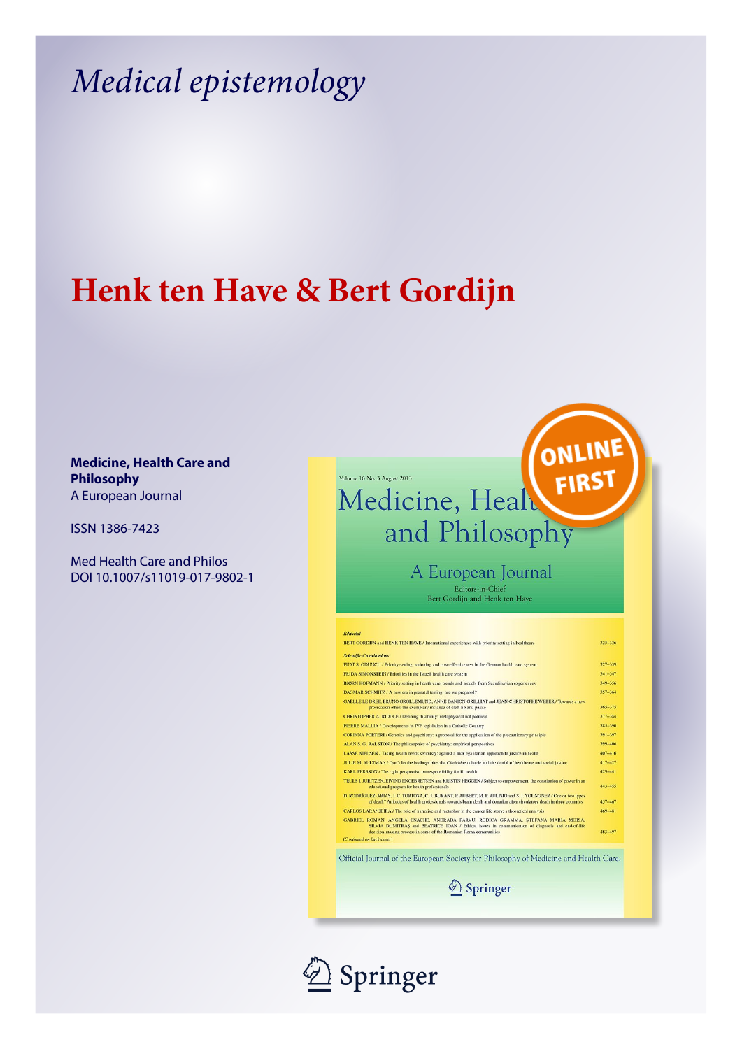# *Medical epistemology*

## Henk ten Have & Bert Gordijn

**Medicine, Health Care and Philosophy**
A European Journal

ISSN 1386-7423

Med Health Care and Philos
DOI 10.1007/s11019-017-9802-1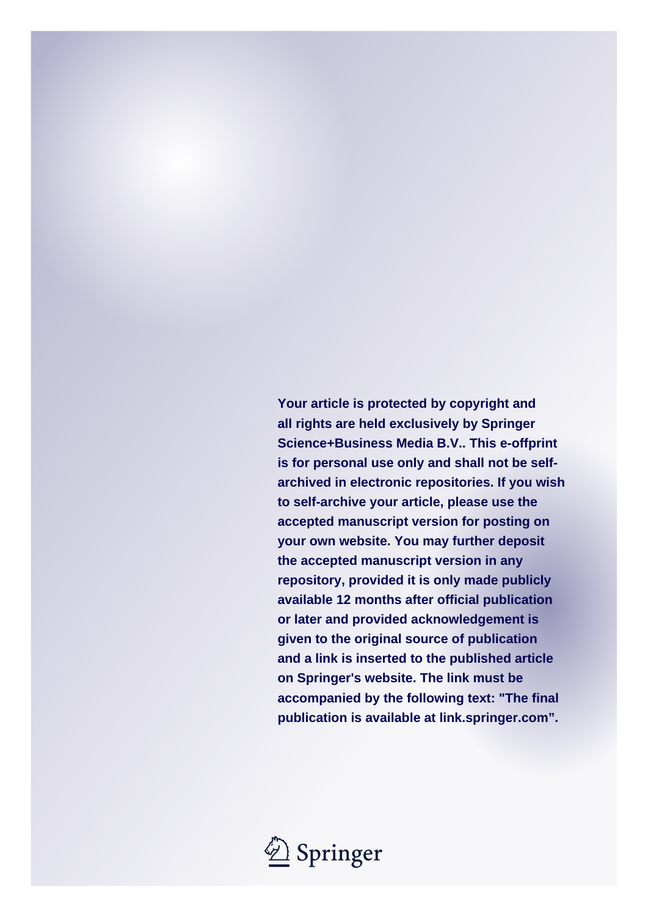**Your article is protected by copyright and all rights are held exclusively by Springer Science+Business Media B.V.. This e-offprint is for personal use only and shall not be self-archived in electronic repositories. If you wish to self-archive your article, please use the accepted manuscript version for posting on your own website. You may further deposit the accepted manuscript version in any repository, provided it is only made publicly available 12 months after official publication or later and provided acknowledgement is given to the original source of publication and a link is inserted to the published article on Springer's website. The link must be accompanied by the following text: "The final publication is available at link.springer.com".**

Springer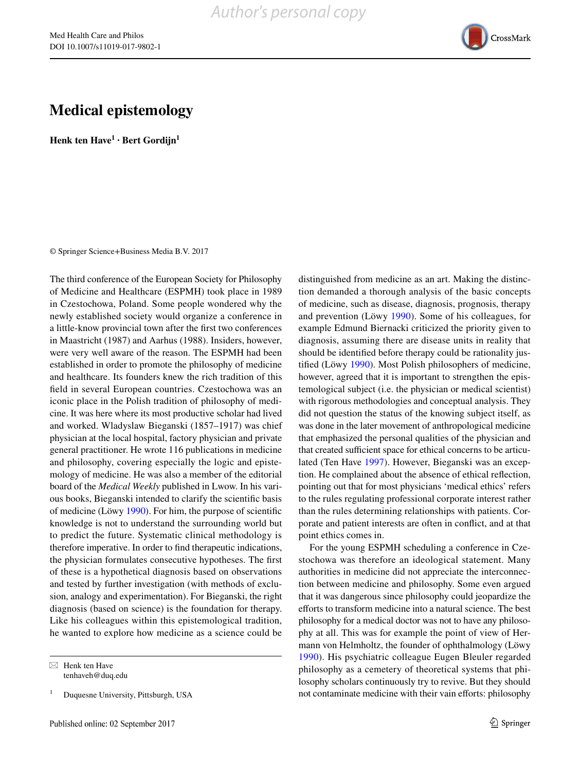# Medical epistemology

**Henk ten Have**[1] · **Bert Gordijn**[1]

© Springer Science+Business Media B.V. 2017

The third conference of the European Society for Philosophy of Medicine and Healthcare (ESPMH) took place in 1989 in Czestochowa, Poland. Some people wondered why the newly established society would organize a conference in a little-know provincial town after the first two conferences in Maastricht (1987) and Aarhus (1988). Insiders, however, were very well aware of the reason. The ESPMH had been established in order to promote the philosophy of medicine and healthcare. Its founders knew the rich tradition of this field in several European countries. Czestochowa was an iconic place in the Polish tradition of philosophy of medicine. It was here where its most productive scholar had lived and worked. Wladyslaw Bieganski (1857–1917) was chief physician at the local hospital, factory physician and private general practitioner. He wrote 116 publications in medicine and philosophy, covering especially the logic and epistemology of medicine. He was also a member of the editorial board of the *Medical Weekly* published in Lwow. In his various books, Bieganski intended to clarify the scientific basis of medicine (Löwy 1990). For him, the purpose of scientific knowledge is not to understand the surrounding world but to predict the future. Systematic clinical methodology is therefore imperative. In order to find therapeutic indications, the physician formulates consecutive hypotheses. The first of these is a hypothetical diagnosis based on observations and tested by further investigation (with methods of exclusion, analogy and experimentation). For Bieganski, the right diagnosis (based on science) is the foundation for therapy. Like his colleagues within this epistemological tradition, he wanted to explore how medicine as a science could be distinguished from medicine as an art. Making the distinction demanded a thorough analysis of the basic concepts of medicine, such as disease, diagnosis, prognosis, therapy and prevention (Löwy 1990). Some of his colleagues, for example Edmund Biernacki criticized the priority given to diagnosis, assuming there are disease units in reality that should be identified before therapy could be rationality justified (Löwy 1990). Most Polish philosophers of medicine, however, agreed that it is important to strengthen the epistemological subject (i.e. the physician or medical scientist) with rigorous methodologies and conceptual analysis. They did not question the status of the knowing subject itself, as was done in the later movement of anthropological medicine that emphasized the personal qualities of the physician and that created sufficient space for ethical concerns to be articulated (Ten Have 1997). However, Bieganski was an exception. He complained about the absence of ethical reflection, pointing out that for most physicians 'medical ethics' refers to the rules regulating professional corporate interest rather than the rules determining relationships with patients. Corporate and patient interests are often in conflict, and at that point ethics comes in.

For the young ESPMH scheduling a conference in Czestochowa was therefore an ideological statement. Many authorities in medicine did not appreciate the interconnection between medicine and philosophy. Some even argued that it was dangerous since philosophy could jeopardize the efforts to transform medicine into a natural science. The best philosophy for a medical doctor was not to have any philosophy at all. This was for example the point of view of Hermann von Helmholtz, the founder of ophthalmology (Löwy 1990). His psychiatric colleague Eugen Bleuler regarded philosophy as a cemetery of theoretical systems that philosophy scholars continuously try to revive. But they should not contaminate medicine with their vain efforts: philosophy

---

✉ Henk ten Have
tenhaveh@duq.edu

[1] Duquesne University, Pittsburgh, USA

Published online: 02 September 2017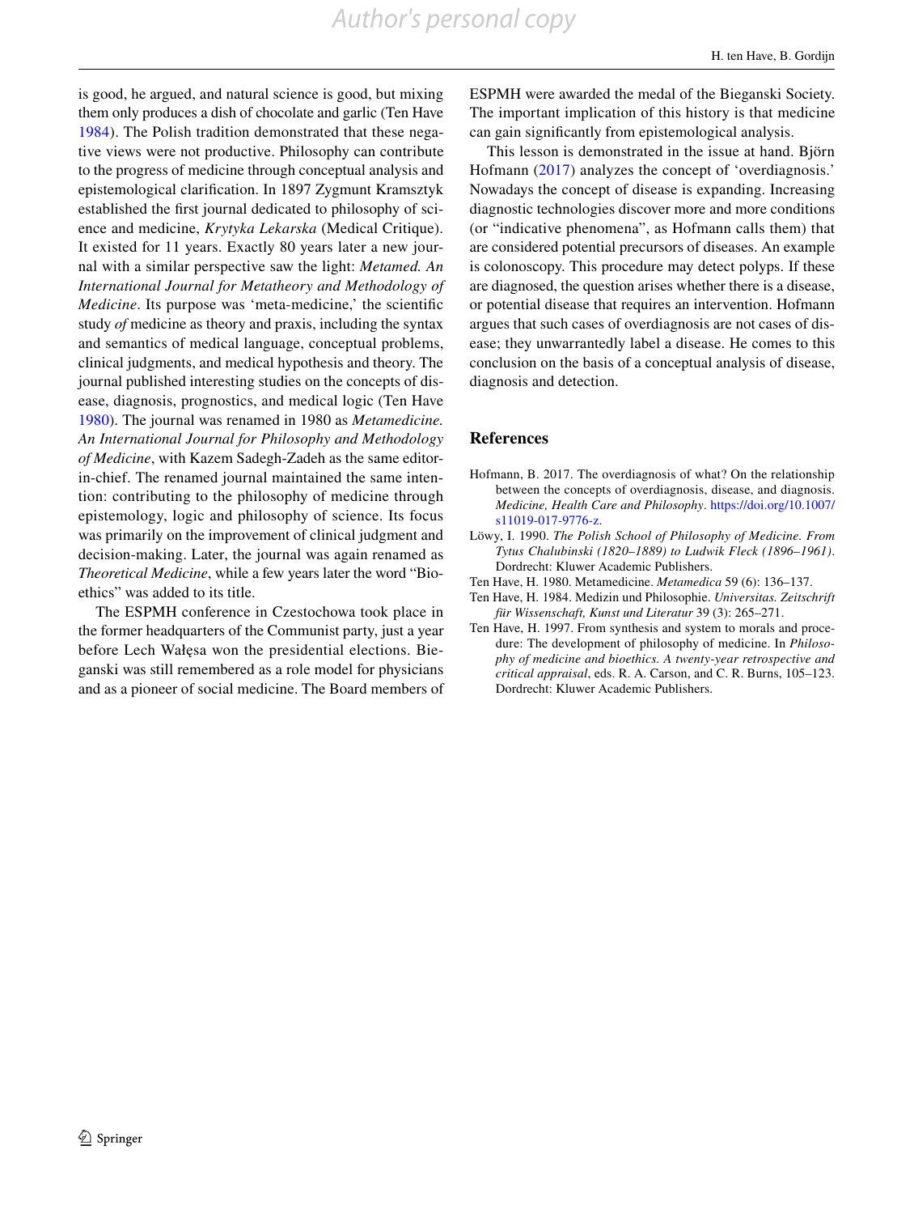is good, he argued, and natural science is good, but mixing them only produces a dish of chocolate and garlic (Ten Have 1984). The Polish tradition demonstrated that these negative views were not productive. Philosophy can contribute to the progress of medicine through conceptual analysis and epistemological clarification. In 1897 Zygmunt Kramsztyk established the first journal dedicated to philosophy of science and medicine, *Krytyka Lekarska* (Medical Critique). It existed for 11 years. Exactly 80 years later a new journal with a similar perspective saw the light: *Metamed. An International Journal for Metatheory and Methodology of Medicine*. Its purpose was 'meta-medicine,' the scientific study *of* medicine as theory and praxis, including the syntax and semantics of medical language, conceptual problems, clinical judgments, and medical hypothesis and theory. The journal published interesting studies on the concepts of disease, diagnosis, prognostics, and medical logic (Ten Have 1980). The journal was renamed in 1980 as *Metamedicine. An International Journal for Philosophy and Methodology of Medicine*, with Kazem Sadegh-Zadeh as the same editor-in-chief. The renamed journal maintained the same intention: contributing to the philosophy of medicine through epistemology, logic and philosophy of science. Its focus was primarily on the improvement of clinical judgment and decision-making. Later, the journal was again renamed as *Theoretical Medicine*, while a few years later the word "Bioethics" was added to its title.

The ESPMH conference in Czestochowa took place in the former headquarters of the Communist party, just a year before Lech Wałęsa won the presidential elections. Bieganski was still remembered as a role model for physicians and as a pioneer of social medicine. The Board members of ESPMH were awarded the medal of the Bieganski Society. The important implication of this history is that medicine can gain significantly from epistemological analysis.

This lesson is demonstrated in the issue at hand. Björn Hofmann (2017) analyzes the concept of 'overdiagnosis.' Nowadays the concept of disease is expanding. Increasing diagnostic technologies discover more and more conditions (or "indicative phenomena", as Hofmann calls them) that are considered potential precursors of diseases. An example is colonoscopy. This procedure may detect polyps. If these are diagnosed, the question arises whether there is a disease, or potential disease that requires an intervention. Hofmann argues that such cases of overdiagnosis are not cases of disease; they unwarrantedly label a disease. He comes to this conclusion on the basis of a conceptual analysis of disease, diagnosis and detection.

## References

Hofmann, B. 2017. The overdiagnosis of what? On the relationship between the concepts of overdiagnosis, disease, and diagnosis. *Medicine, Health Care and Philosophy*. https://doi.org/10.1007/s11019-017-9776-z.

Löwy, I. 1990. *The Polish School of Philosophy of Medicine. From Tytus Chalubinski (1820–1889) to Ludwik Fleck (1896–1961)*. Dordrecht: Kluwer Academic Publishers.

Ten Have, H. 1980. Metamedicine. *Metamedica* 59 (6): 136–137.

Ten Have, H. 1984. Medizin und Philosophie. *Universitas. Zeitschrift für Wissenschaft, Kunst und Literatur* 39 (3): 265–271.

Ten Have, H. 1997. From synthesis and system to morals and procedure: The development of philosophy of medicine. In *Philosophy of medicine and bioethics. A twenty-year retrospective and critical appraisal*, eds. R. A. Carson, and C. R. Burns, 105–123. Dordrecht: Kluwer Academic Publishers.